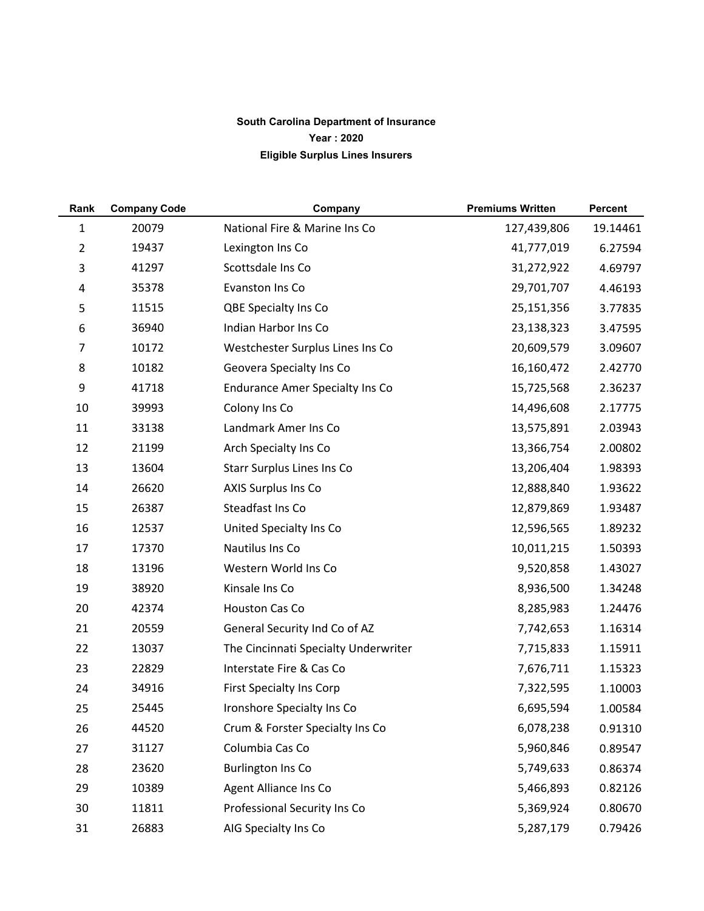**South Carolina Department of Insurance**

**Year : 2020**

**Eligible Surplus Lines Insurers**

| Rank | Company Code | Company | Premiums Written | Percent |
|---|---|---|---|---|
| 1 | 20079 | National Fire & Marine Ins Co | 127,439,806 | 19.14461 |
| 2 | 19437 | Lexington Ins Co | 41,777,019 | 6.27594 |
| 3 | 41297 | Scottsdale Ins Co | 31,272,922 | 4.69797 |
| 4 | 35378 | Evanston Ins Co | 29,701,707 | 4.46193 |
| 5 | 11515 | QBE Specialty Ins Co | 25,151,356 | 3.77835 |
| 6 | 36940 | Indian Harbor Ins Co | 23,138,323 | 3.47595 |
| 7 | 10172 | Westchester Surplus Lines Ins Co | 20,609,579 | 3.09607 |
| 8 | 10182 | Geovera Specialty Ins Co | 16,160,472 | 2.42770 |
| 9 | 41718 | Endurance Amer Specialty Ins Co | 15,725,568 | 2.36237 |
| 10 | 39993 | Colony Ins Co | 14,496,608 | 2.17775 |
| 11 | 33138 | Landmark Amer Ins Co | 13,575,891 | 2.03943 |
| 12 | 21199 | Arch Specialty Ins Co | 13,366,754 | 2.00802 |
| 13 | 13604 | Starr Surplus Lines Ins Co | 13,206,404 | 1.98393 |
| 14 | 26620 | AXIS Surplus Ins Co | 12,888,840 | 1.93622 |
| 15 | 26387 | Steadfast Ins Co | 12,879,869 | 1.93487 |
| 16 | 12537 | United Specialty Ins Co | 12,596,565 | 1.89232 |
| 17 | 17370 | Nautilus Ins Co | 10,011,215 | 1.50393 |
| 18 | 13196 | Western World Ins Co | 9,520,858 | 1.43027 |
| 19 | 38920 | Kinsale Ins Co | 8,936,500 | 1.34248 |
| 20 | 42374 | Houston Cas Co | 8,285,983 | 1.24476 |
| 21 | 20559 | General Security Ind Co of AZ | 7,742,653 | 1.16314 |
| 22 | 13037 | The Cincinnati Specialty Underwriter | 7,715,833 | 1.15911 |
| 23 | 22829 | Interstate Fire & Cas Co | 7,676,711 | 1.15323 |
| 24 | 34916 | First Specialty Ins Corp | 7,322,595 | 1.10003 |
| 25 | 25445 | Ironshore Specialty Ins Co | 6,695,594 | 1.00584 |
| 26 | 44520 | Crum & Forster Specialty Ins Co | 6,078,238 | 0.91310 |
| 27 | 31127 | Columbia Cas Co | 5,960,846 | 0.89547 |
| 28 | 23620 | Burlington Ins Co | 5,749,633 | 0.86374 |
| 29 | 10389 | Agent Alliance Ins Co | 5,466,893 | 0.82126 |
| 30 | 11811 | Professional Security Ins Co | 5,369,924 | 0.80670 |
| 31 | 26883 | AIG Specialty Ins Co | 5,287,179 | 0.79426 |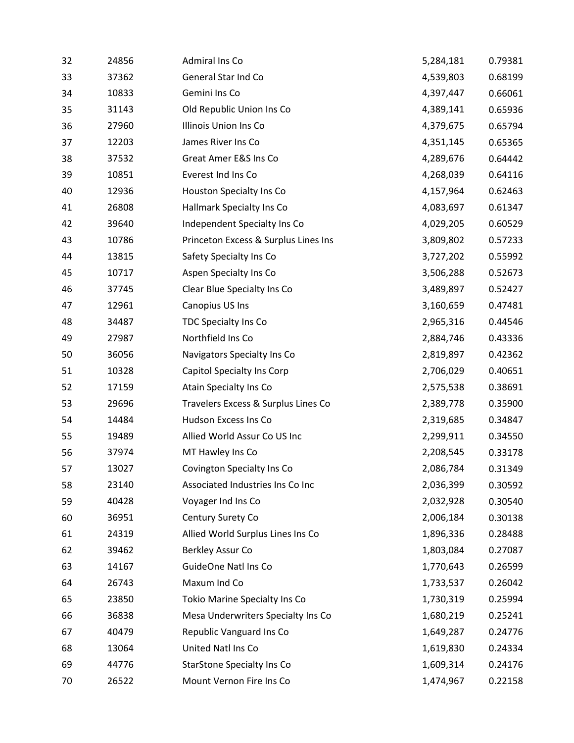| | | | | |
|---|---|---|---|---|
| 32 | 24856 | Admiral Ins Co | 5,284,181 | 0.79381 |
| 33 | 37362 | General Star Ind Co | 4,539,803 | 0.68199 |
| 34 | 10833 | Gemini Ins Co | 4,397,447 | 0.66061 |
| 35 | 31143 | Old Republic Union Ins Co | 4,389,141 | 0.65936 |
| 36 | 27960 | Illinois Union Ins Co | 4,379,675 | 0.65794 |
| 37 | 12203 | James River Ins Co | 4,351,145 | 0.65365 |
| 38 | 37532 | Great Amer E&S Ins Co | 4,289,676 | 0.64442 |
| 39 | 10851 | Everest Ind Ins Co | 4,268,039 | 0.64116 |
| 40 | 12936 | Houston Specialty Ins Co | 4,157,964 | 0.62463 |
| 41 | 26808 | Hallmark Specialty Ins Co | 4,083,697 | 0.61347 |
| 42 | 39640 | Independent Specialty Ins Co | 4,029,205 | 0.60529 |
| 43 | 10786 | Princeton Excess & Surplus Lines Ins | 3,809,802 | 0.57233 |
| 44 | 13815 | Safety Specialty Ins Co | 3,727,202 | 0.55992 |
| 45 | 10717 | Aspen Specialty Ins Co | 3,506,288 | 0.52673 |
| 46 | 37745 | Clear Blue Specialty Ins Co | 3,489,897 | 0.52427 |
| 47 | 12961 | Canopius US Ins | 3,160,659 | 0.47481 |
| 48 | 34487 | TDC Specialty Ins Co | 2,965,316 | 0.44546 |
| 49 | 27987 | Northfield Ins Co | 2,884,746 | 0.43336 |
| 50 | 36056 | Navigators Specialty Ins Co | 2,819,897 | 0.42362 |
| 51 | 10328 | Capitol Specialty Ins Corp | 2,706,029 | 0.40651 |
| 52 | 17159 | Atain Specialty Ins Co | 2,575,538 | 0.38691 |
| 53 | 29696 | Travelers Excess & Surplus Lines Co | 2,389,778 | 0.35900 |
| 54 | 14484 | Hudson Excess Ins Co | 2,319,685 | 0.34847 |
| 55 | 19489 | Allied World Assur Co US Inc | 2,299,911 | 0.34550 |
| 56 | 37974 | MT Hawley Ins Co | 2,208,545 | 0.33178 |
| 57 | 13027 | Covington Specialty Ins Co | 2,086,784 | 0.31349 |
| 58 | 23140 | Associated Industries Ins Co Inc | 2,036,399 | 0.30592 |
| 59 | 40428 | Voyager Ind Ins Co | 2,032,928 | 0.30540 |
| 60 | 36951 | Century Surety Co | 2,006,184 | 0.30138 |
| 61 | 24319 | Allied World Surplus Lines Ins Co | 1,896,336 | 0.28488 |
| 62 | 39462 | Berkley Assur Co | 1,803,084 | 0.27087 |
| 63 | 14167 | GuideOne Natl Ins Co | 1,770,643 | 0.26599 |
| 64 | 26743 | Maxum Ind Co | 1,733,537 | 0.26042 |
| 65 | 23850 | Tokio Marine Specialty Ins Co | 1,730,319 | 0.25994 |
| 66 | 36838 | Mesa Underwriters Specialty Ins Co | 1,680,219 | 0.25241 |
| 67 | 40479 | Republic Vanguard Ins Co | 1,649,287 | 0.24776 |
| 68 | 13064 | United Natl Ins Co | 1,619,830 | 0.24334 |
| 69 | 44776 | StarStone Specialty Ins Co | 1,609,314 | 0.24176 |
| 70 | 26522 | Mount Vernon Fire Ins Co | 1,474,967 | 0.22158 |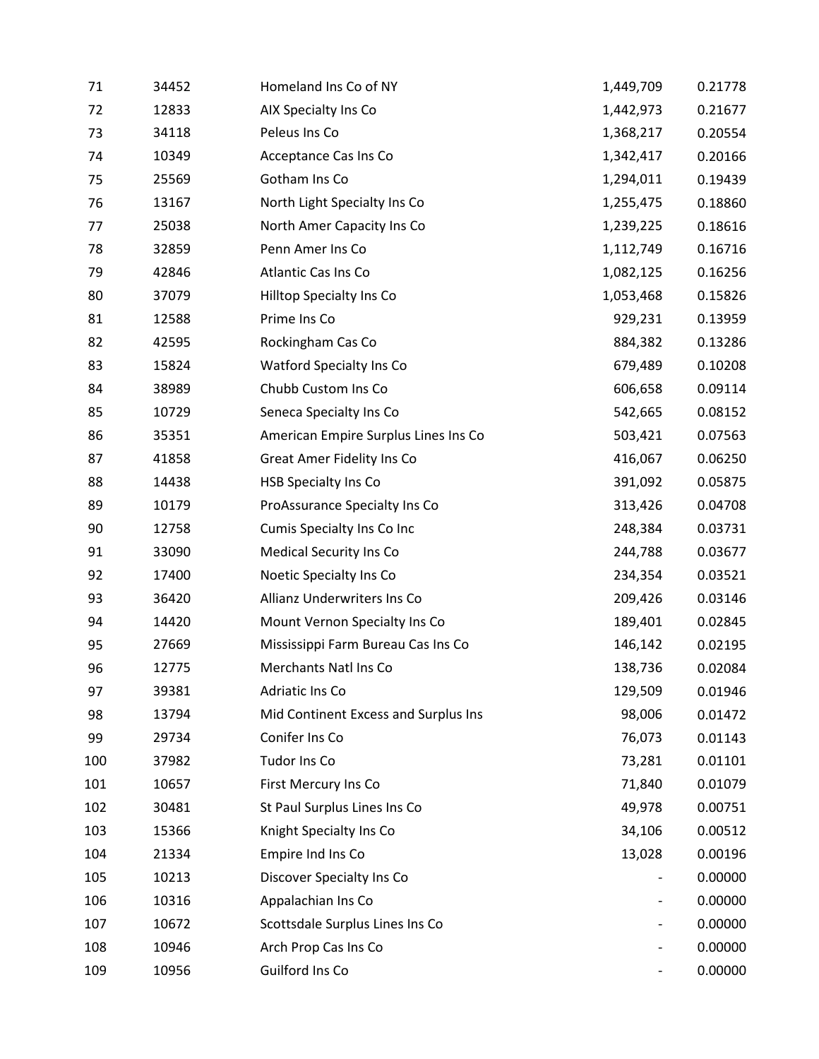| | | | | |
|---|---|---|---|---|
| 71 | 34452 | Homeland Ins Co of NY | 1,449,709 | 0.21778 |
| 72 | 12833 | AIX Specialty Ins Co | 1,442,973 | 0.21677 |
| 73 | 34118 | Peleus Ins Co | 1,368,217 | 0.20554 |
| 74 | 10349 | Acceptance Cas Ins Co | 1,342,417 | 0.20166 |
| 75 | 25569 | Gotham Ins Co | 1,294,011 | 0.19439 |
| 76 | 13167 | North Light Specialty Ins Co | 1,255,475 | 0.18860 |
| 77 | 25038 | North Amer Capacity Ins Co | 1,239,225 | 0.18616 |
| 78 | 32859 | Penn Amer Ins Co | 1,112,749 | 0.16716 |
| 79 | 42846 | Atlantic Cas Ins Co | 1,082,125 | 0.16256 |
| 80 | 37079 | Hilltop Specialty Ins Co | 1,053,468 | 0.15826 |
| 81 | 12588 | Prime Ins Co | 929,231 | 0.13959 |
| 82 | 42595 | Rockingham Cas Co | 884,382 | 0.13286 |
| 83 | 15824 | Watford Specialty Ins Co | 679,489 | 0.10208 |
| 84 | 38989 | Chubb Custom Ins Co | 606,658 | 0.09114 |
| 85 | 10729 | Seneca Specialty Ins Co | 542,665 | 0.08152 |
| 86 | 35351 | American Empire Surplus Lines Ins Co | 503,421 | 0.07563 |
| 87 | 41858 | Great Amer Fidelity Ins Co | 416,067 | 0.06250 |
| 88 | 14438 | HSB Specialty Ins Co | 391,092 | 0.05875 |
| 89 | 10179 | ProAssurance Specialty Ins Co | 313,426 | 0.04708 |
| 90 | 12758 | Cumis Specialty Ins Co Inc | 248,384 | 0.03731 |
| 91 | 33090 | Medical Security Ins Co | 244,788 | 0.03677 |
| 92 | 17400 | Noetic Specialty Ins Co | 234,354 | 0.03521 |
| 93 | 36420 | Allianz Underwriters Ins Co | 209,426 | 0.03146 |
| 94 | 14420 | Mount Vernon Specialty Ins Co | 189,401 | 0.02845 |
| 95 | 27669 | Mississippi Farm Bureau Cas Ins Co | 146,142 | 0.02195 |
| 96 | 12775 | Merchants Natl Ins Co | 138,736 | 0.02084 |
| 97 | 39381 | Adriatic Ins Co | 129,509 | 0.01946 |
| 98 | 13794 | Mid Continent Excess and Surplus Ins | 98,006 | 0.01472 |
| 99 | 29734 | Conifer Ins Co | 76,073 | 0.01143 |
| 100 | 37982 | Tudor Ins Co | 73,281 | 0.01101 |
| 101 | 10657 | First Mercury Ins Co | 71,840 | 0.01079 |
| 102 | 30481 | St Paul Surplus Lines Ins Co | 49,978 | 0.00751 |
| 103 | 15366 | Knight Specialty Ins Co | 34,106 | 0.00512 |
| 104 | 21334 | Empire Ind Ins Co | 13,028 | 0.00196 |
| 105 | 10213 | Discover Specialty Ins Co | - | 0.00000 |
| 106 | 10316 | Appalachian Ins Co | - | 0.00000 |
| 107 | 10672 | Scottsdale Surplus Lines Ins Co | - | 0.00000 |
| 108 | 10946 | Arch Prop Cas Ins Co | - | 0.00000 |
| 109 | 10956 | Guilford Ins Co | - | 0.00000 |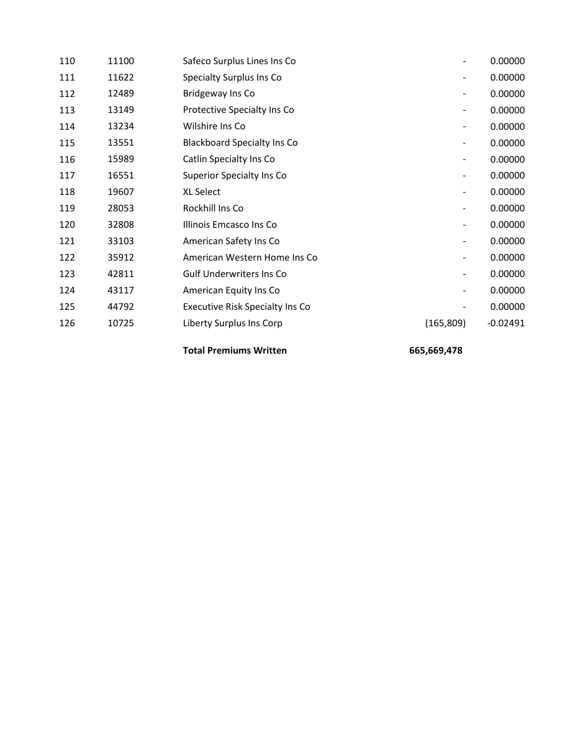| | | | | |
|---|---|---|---|---|
| 110 | 11100 | Safeco Surplus Lines Ins Co | - | 0.00000 |
| 111 | 11622 | Specialty Surplus Ins Co | - | 0.00000 |
| 112 | 12489 | Bridgeway Ins Co | - | 0.00000 |
| 113 | 13149 | Protective Specialty Ins Co | - | 0.00000 |
| 114 | 13234 | Wilshire Ins Co | - | 0.00000 |
| 115 | 13551 | Blackboard Specialty Ins Co | - | 0.00000 |
| 116 | 15989 | Catlin Specialty Ins Co | - | 0.00000 |
| 117 | 16551 | Superior Specialty Ins Co | - | 0.00000 |
| 118 | 19607 | XL Select | - | 0.00000 |
| 119 | 28053 | Rockhill Ins Co | - | 0.00000 |
| 120 | 32808 | Illinois Emcasco Ins Co | - | 0.00000 |
| 121 | 33103 | American Safety Ins Co | - | 0.00000 |
| 122 | 35912 | American Western Home Ins Co | - | 0.00000 |
| 123 | 42811 | Gulf Underwriters Ins Co | - | 0.00000 |
| 124 | 43117 | American Equity Ins Co | - | 0.00000 |
| 125 | 44792 | Executive Risk Specialty Ins Co | - | 0.00000 |
| 126 | 10725 | Liberty Surplus Ins Corp | (165,809) | -0.02491 |
| | | **Total Premiums Written** | **665,669,478** | |